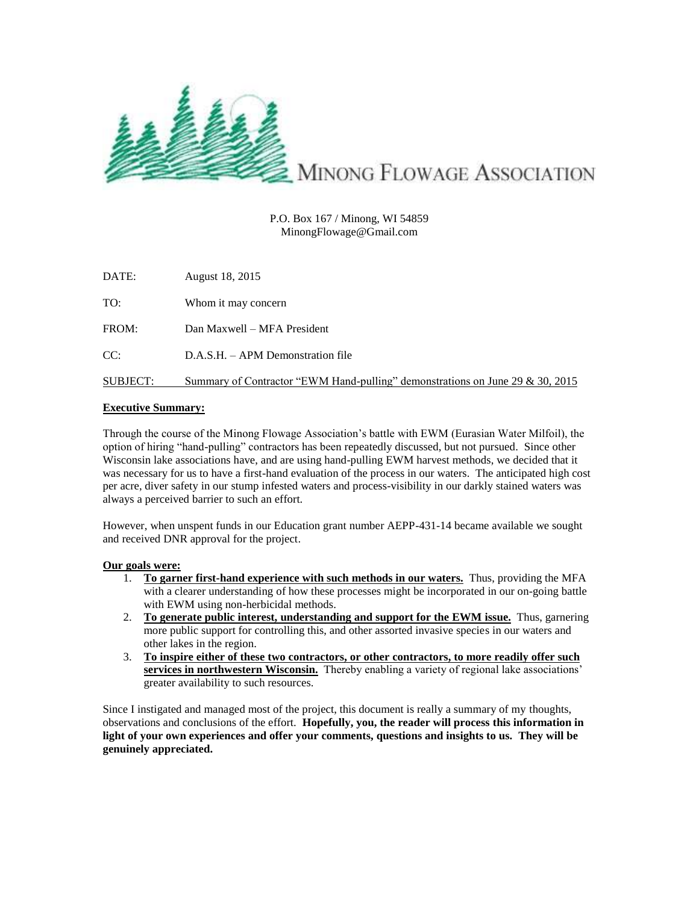# MINONG FLOWAGE ASSOCIATION

P.O. Box 167 / Minong, WI 54859
MinongFlowage@Gmail.com

DATE: August 18, 2015

TO: Whom it may concern

FROM: Dan Maxwell – MFA President

CC: D.A.S.H. – APM Demonstration file

SUBJECT: Summary of Contractor "EWM Hand-pulling" demonstrations on June 29 & 30, 2015

**Executive Summary:**

Through the course of the Minong Flowage Association's battle with EWM (Eurasian Water Milfoil), the option of hiring "hand-pulling" contractors has been repeatedly discussed, but not pursued. Since other Wisconsin lake associations have, and are using hand-pulling EWM harvest methods, we decided that it was necessary for us to have a first-hand evaluation of the process in our waters. The anticipated high cost per acre, diver safety in our stump infested waters and process-visibility in our darkly stained waters was always a perceived barrier to such an effort.

However, when unspent funds in our Education grant number AEPP-431-14 became available we sought and received DNR approval for the project.

**Our goals were:**

1. **To garner first-hand experience with such methods in our waters.** Thus, providing the MFA with a clearer understanding of how these processes might be incorporated in our on-going battle with EWM using non-herbicidal methods.
2. **To generate public interest, understanding and support for the EWM issue.** Thus, garnering more public support for controlling this, and other assorted invasive species in our waters and other lakes in the region.
3. **To inspire either of these two contractors, or other contractors, to more readily offer such services in northwestern Wisconsin.** Thereby enabling a variety of regional lake associations' greater availability to such resources.

Since I instigated and managed most of the project, this document is really a summary of my thoughts, observations and conclusions of the effort. **Hopefully, you, the reader will process this information in light of your own experiences and offer your comments, questions and insights to us. They will be genuinely appreciated.**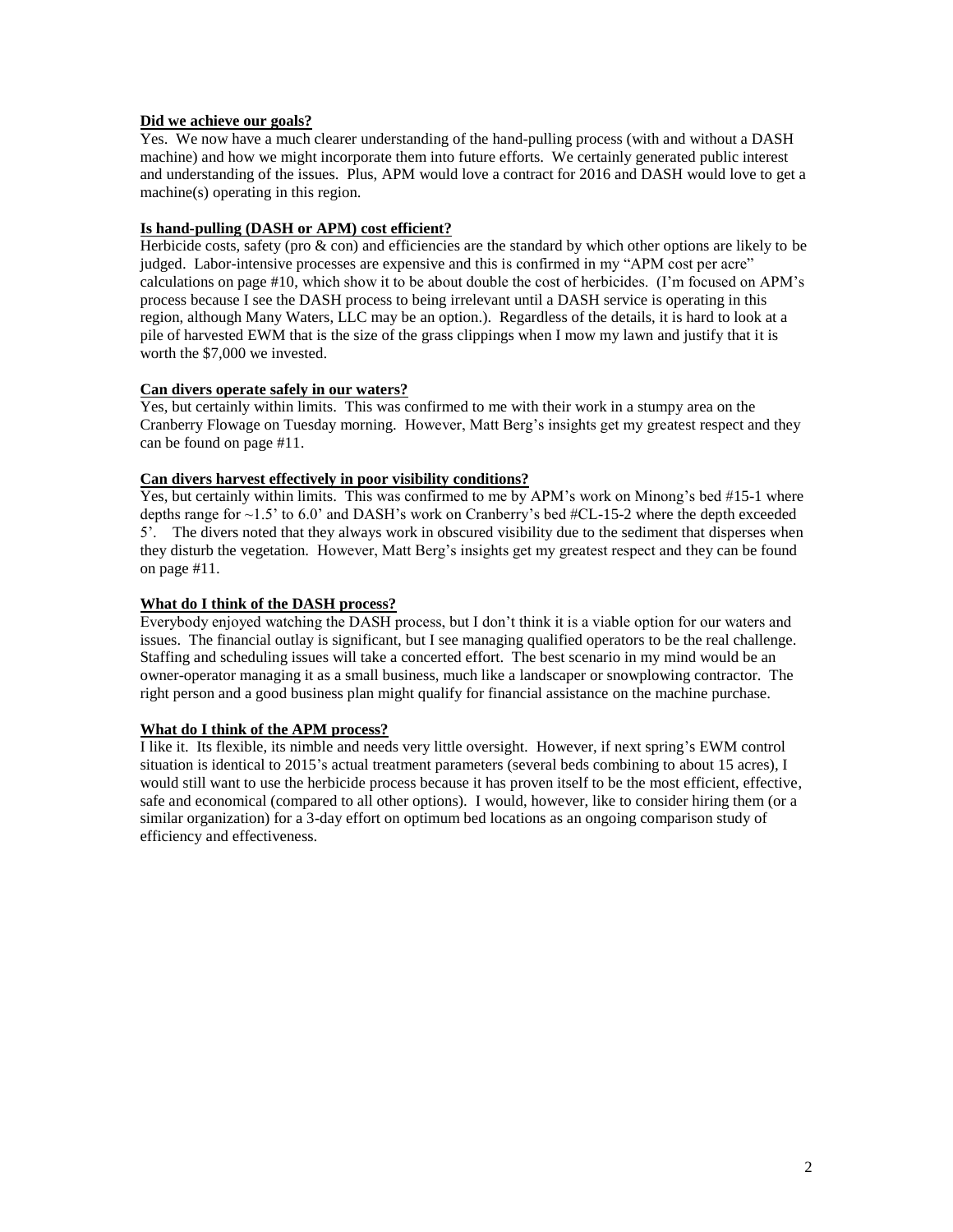**Did we achieve our goals?**

Yes. We now have a much clearer understanding of the hand-pulling process (with and without a DASH machine) and how we might incorporate them into future efforts. We certainly generated public interest and understanding of the issues. Plus, APM would love a contract for 2016 and DASH would love to get a machine(s) operating in this region.

**Is hand-pulling (DASH or APM) cost efficient?**

Herbicide costs, safety (pro & con) and efficiencies are the standard by which other options are likely to be judged. Labor-intensive processes are expensive and this is confirmed in my "APM cost per acre" calculations on page #10, which show it to be about double the cost of herbicides. (I'm focused on APM's process because I see the DASH process to being irrelevant until a DASH service is operating in this region, although Many Waters, LLC may be an option.). Regardless of the details, it is hard to look at a pile of harvested EWM that is the size of the grass clippings when I mow my lawn and justify that it is worth the $7,000 we invested.

**Can divers operate safely in our waters?**

Yes, but certainly within limits. This was confirmed to me with their work in a stumpy area on the Cranberry Flowage on Tuesday morning. However, Matt Berg's insights get my greatest respect and they can be found on page #11.

**Can divers harvest effectively in poor visibility conditions?**

Yes, but certainly within limits. This was confirmed to me by APM's work on Minong's bed #15-1 where depths range for ~1.5' to 6.0' and DASH's work on Cranberry's bed #CL-15-2 where the depth exceeded 5'. The divers noted that they always work in obscured visibility due to the sediment that disperses when they disturb the vegetation. However, Matt Berg's insights get my greatest respect and they can be found on page #11.

**What do I think of the DASH process?**

Everybody enjoyed watching the DASH process, but I don't think it is a viable option for our waters and issues. The financial outlay is significant, but I see managing qualified operators to be the real challenge. Staffing and scheduling issues will take a concerted effort. The best scenario in my mind would be an owner-operator managing it as a small business, much like a landscaper or snowplowing contractor. The right person and a good business plan might qualify for financial assistance on the machine purchase.

**What do I think of the APM process?**

I like it. Its flexible, its nimble and needs very little oversight. However, if next spring's EWM control situation is identical to 2015's actual treatment parameters (several beds combining to about 15 acres), I would still want to use the herbicide process because it has proven itself to be the most efficient, effective, safe and economical (compared to all other options). I would, however, like to consider hiring them (or a similar organization) for a 3-day effort on optimum bed locations as an ongoing comparison study of efficiency and effectiveness.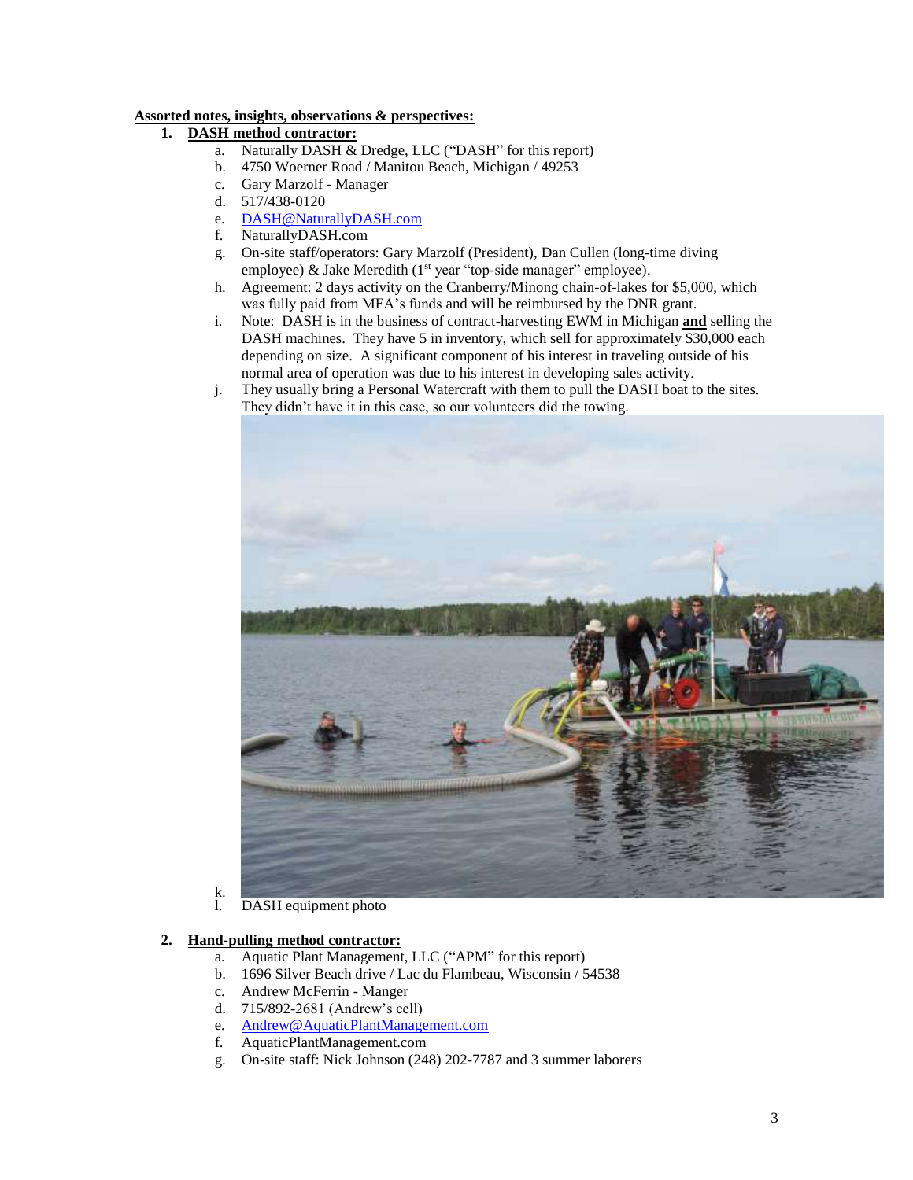**Assorted notes, insights, observations & perspectives:**

1. **DASH method contractor:**
    a. Naturally DASH & Dredge, LLC ("DASH" for this report)
    b. 4750 Woerner Road / Manitou Beach, Michigan / 49253
    c. Gary Marzolf - Manager
    d. 517/438-0120
    e. DASH@NaturallyDASH.com
    f. NaturallyDASH.com
    g. On-site staff/operators: Gary Marzolf (President), Dan Cullen (long-time diving employee) & Jake Meredith (1st year "top-side manager" employee).
    h. Agreement: 2 days activity on the Cranberry/Minong chain-of-lakes for $5,000, which was fully paid from MFA's funds and will be reimbursed by the DNR grant.
    i. Note: DASH is in the business of contract-harvesting EWM in Michigan **and** selling the DASH machines. They have 5 in inventory, which sell for approximately $30,000 each depending on size. A significant component of his interest in traveling outside of his normal area of operation was due to his interest in developing sales activity.
    j. They usually bring a Personal Watercraft with them to pull the DASH boat to the sites. They didn't have it in this case, so our volunteers did the towing.
    k.
    l. DASH equipment photo

2. **Hand-pulling method contractor:**
    a. Aquatic Plant Management, LLC ("APM" for this report)
    b. 1696 Silver Beach drive / Lac du Flambeau, Wisconsin / 54538
    c. Andrew McFerrin - Manger
    d. 715/892-2681 (Andrew's cell)
    e. Andrew@AquaticPlantManagement.com
    f. AquaticPlantManagement.com
    g. On-site staff: Nick Johnson (248) 202-7787 and 3 summer laborers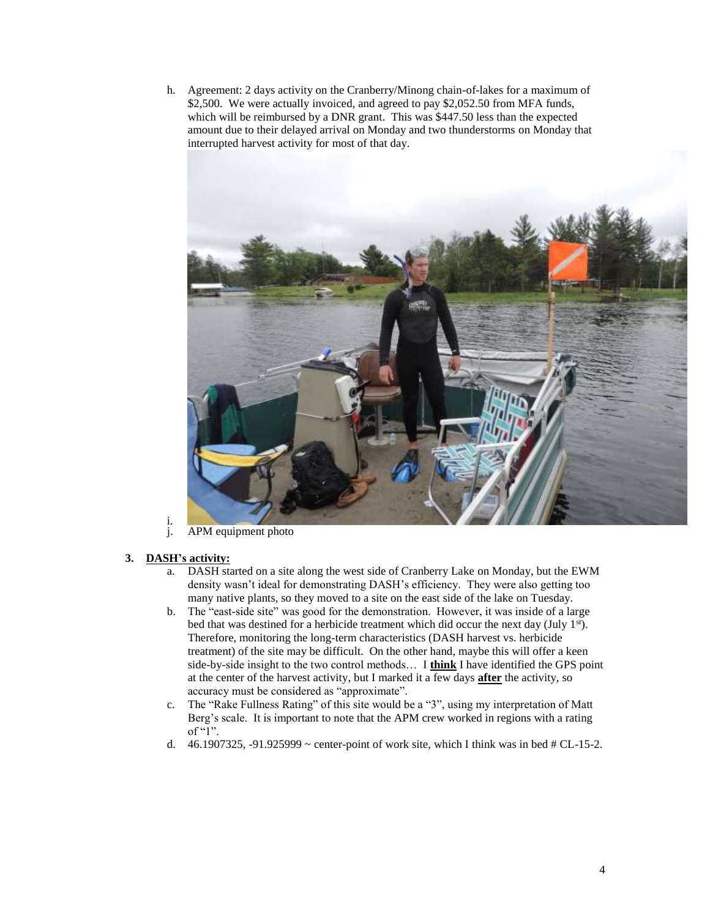h. Agreement: 2 days activity on the Cranberry/Minong chain-of-lakes for a maximum of \$2,500. We were actually invoiced, and agreed to pay \$2,052.50 from MFA funds, which will be reimbursed by a DNR grant. This was \$447.50 less than the expected amount due to their delayed arrival on Monday and two thunderstorms on Monday that interrupted harvest activity for most of that day.

i.

j. APM equipment photo

**3. <u>DASH's activity:</u>**

a. DASH started on a site along the west side of Cranberry Lake on Monday, but the EWM density wasn't ideal for demonstrating DASH's efficiency. They were also getting too many native plants, so they moved to a site on the east side of the lake on Tuesday.

b. The "east-side site" was good for the demonstration. However, it was inside of a large bed that was destined for a herbicide treatment which did occur the next day (July 1st). Therefore, monitoring the long-term characteristics (DASH harvest vs. herbicide treatment) of the site may be difficult. On the other hand, maybe this will offer a keen side-by-side insight to the two control methods… I **<u>think</u>** I have identified the GPS point at the center of the harvest activity, but I marked it a few days **<u>after</u>** the activity, so accuracy must be considered as "approximate".

c. The "Rake Fullness Rating" of this site would be a "3", using my interpretation of Matt Berg's scale. It is important to note that the APM crew worked in regions with a rating of "1".

d. 46.1907325, -91.925999 ~ center-point of work site, which I think was in bed # CL-15-2.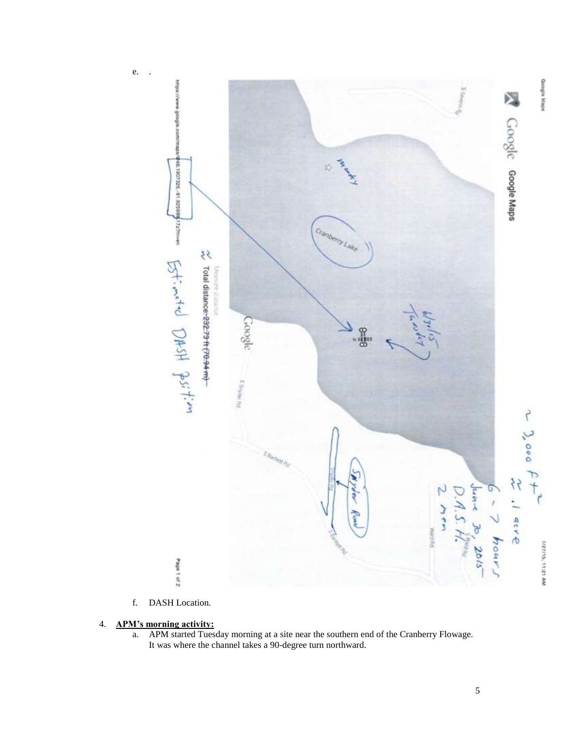e. .

f. DASH Location.

4. **APM's morning activity:**
   a. APM started Tuesday morning at a site near the southern end of the Cranberry Flowage. It was where the channel takes a 90-degree turn northward.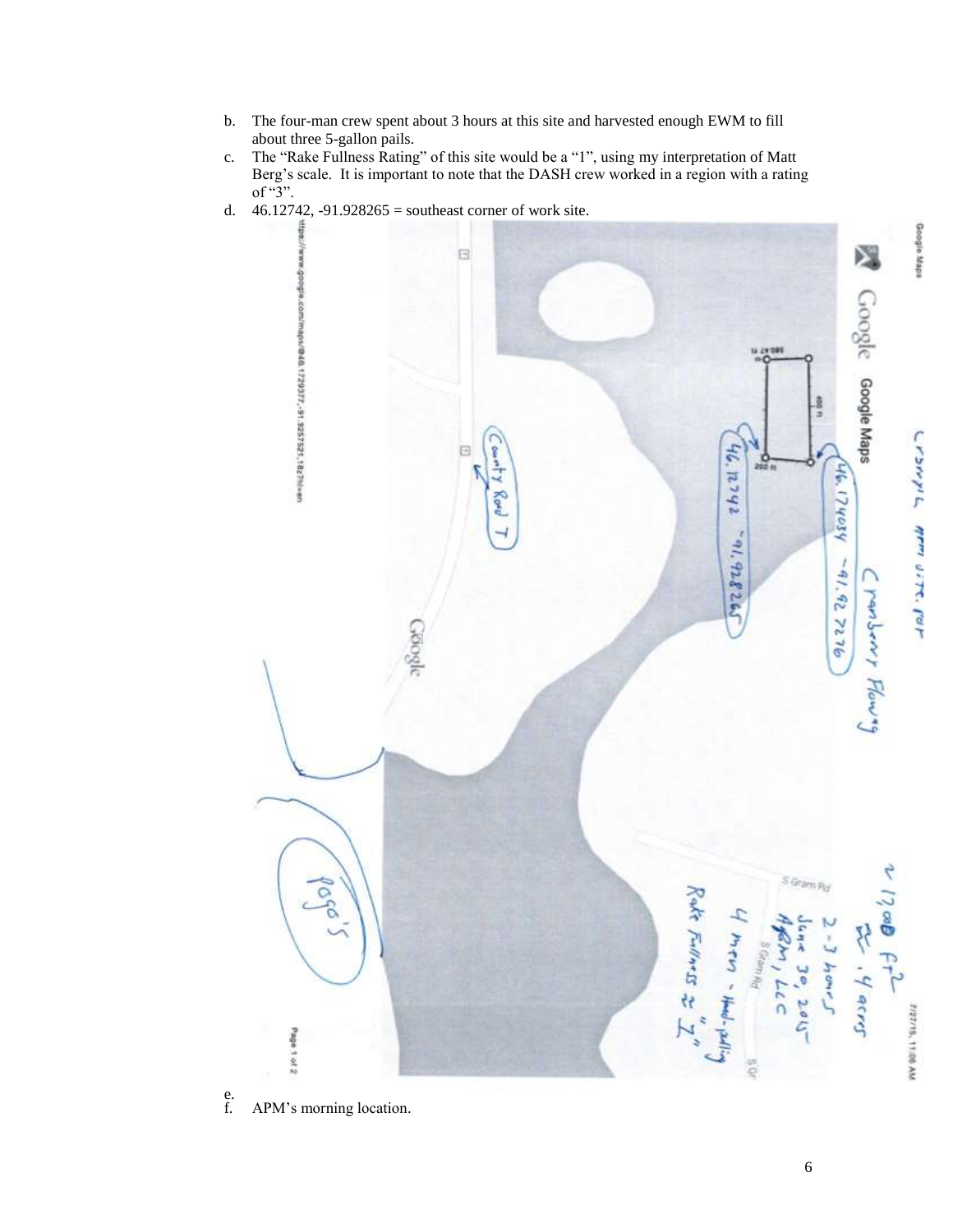b. The four-man crew spent about 3 hours at this site and harvested enough EWM to fill about three 5-gallon pails.
c. The "Rake Fullness Rating" of this site would be a "1", using my interpretation of Matt Berg's scale. It is important to note that the DASH crew worked in a region with a rating of "3".
d. 46.12742, -91.928265 = southeast corner of work site.

e.
f. APM's morning location.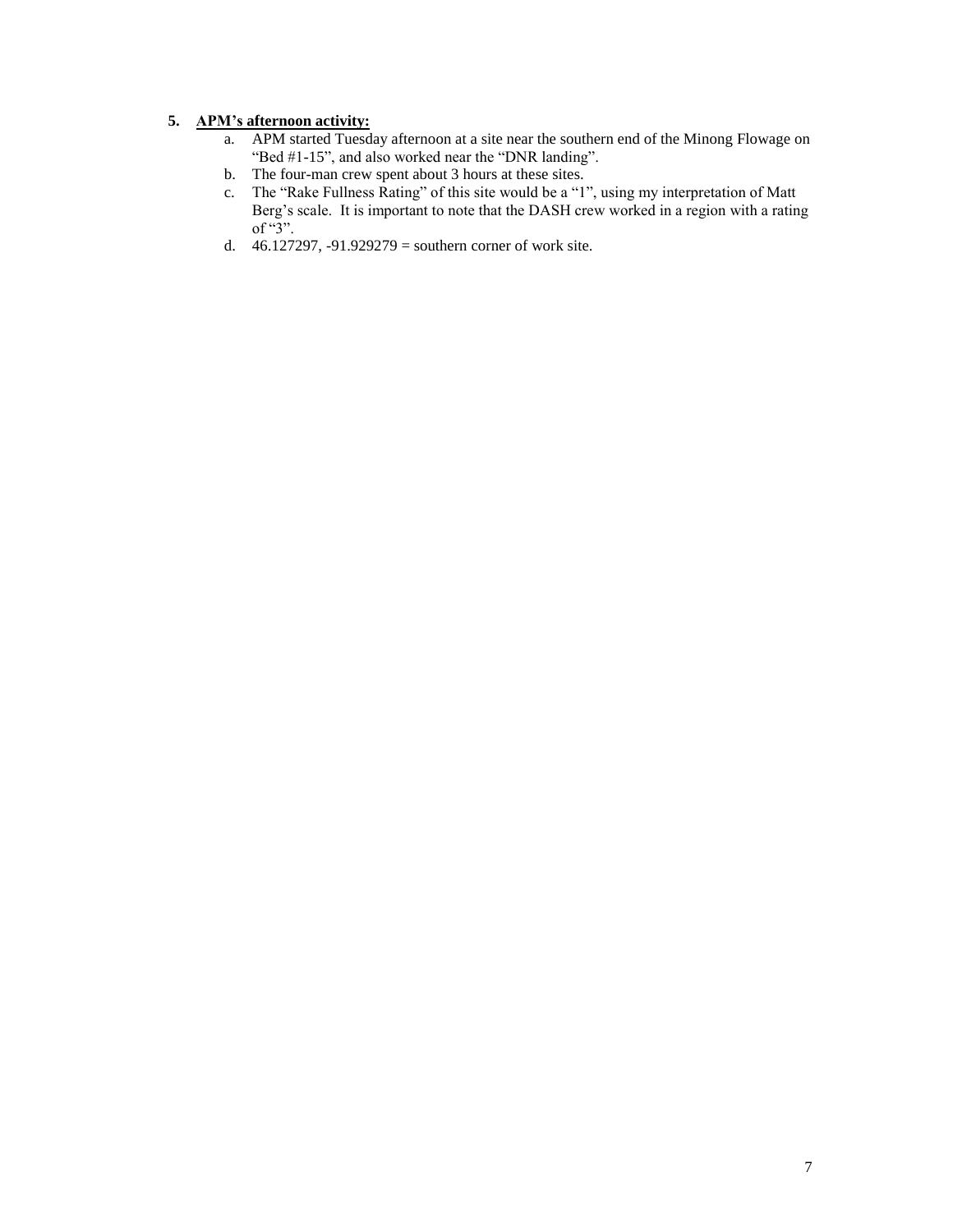5. **<u>APM's afternoon activity:</u>**
   a. APM started Tuesday afternoon at a site near the southern end of the Minong Flowage on "Bed #1-15", and also worked near the "DNR landing".
   b. The four-man crew spent about 3 hours at these sites.
   c. The "Rake Fullness Rating" of this site would be a "1", using my interpretation of Matt Berg's scale. It is important to note that the DASH crew worked in a region with a rating of "3".
   d. 46.127297, -91.929279 = southern corner of work site.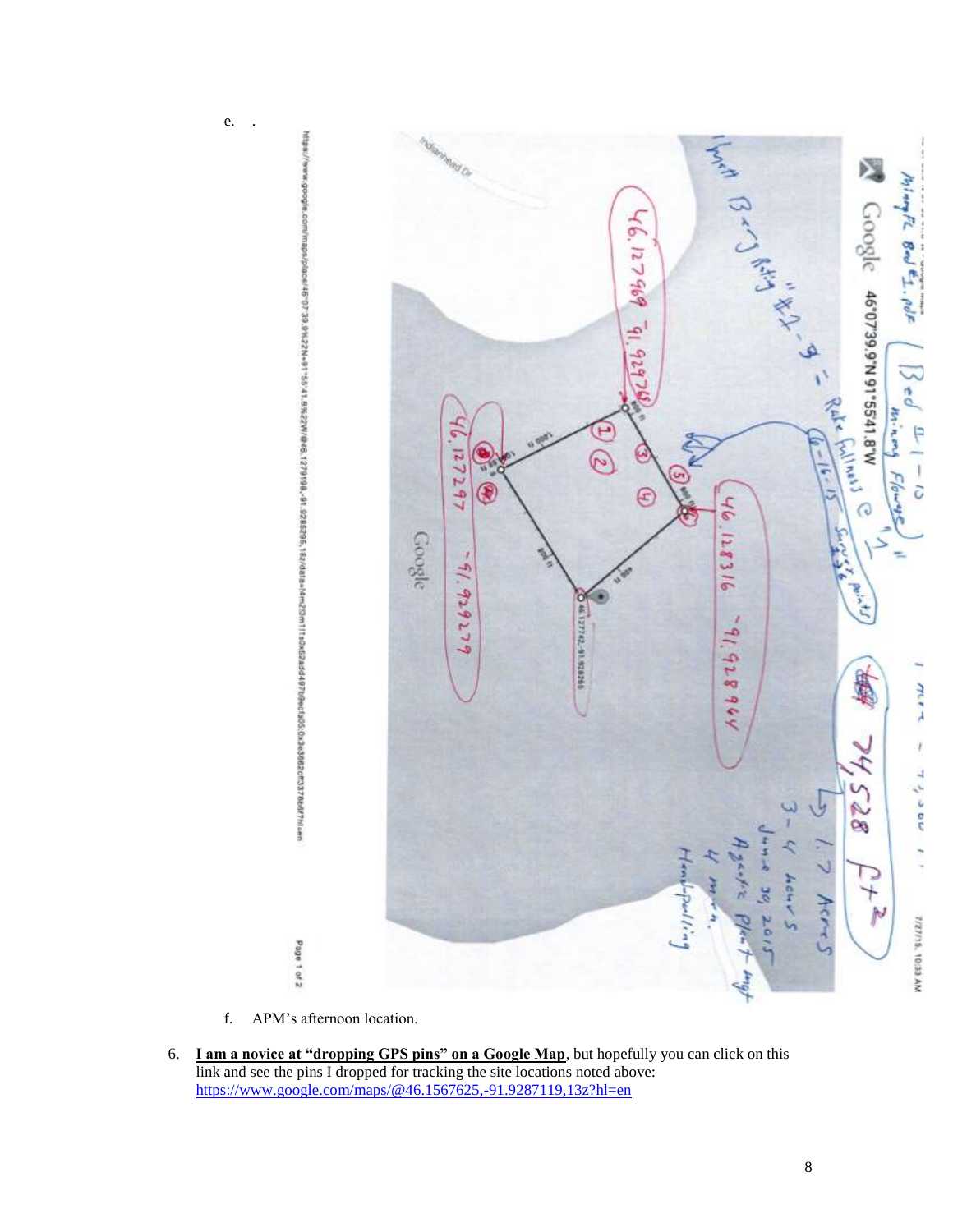e. .

f. APM's afternoon location.

6. **I am a novice at "dropping GPS pins" on a Google Map**, but hopefully you can click on this link and see the pins I dropped for tracking the site locations noted above: https://www.google.com/maps/@46.1567625,-91.9287119,13z?hl=en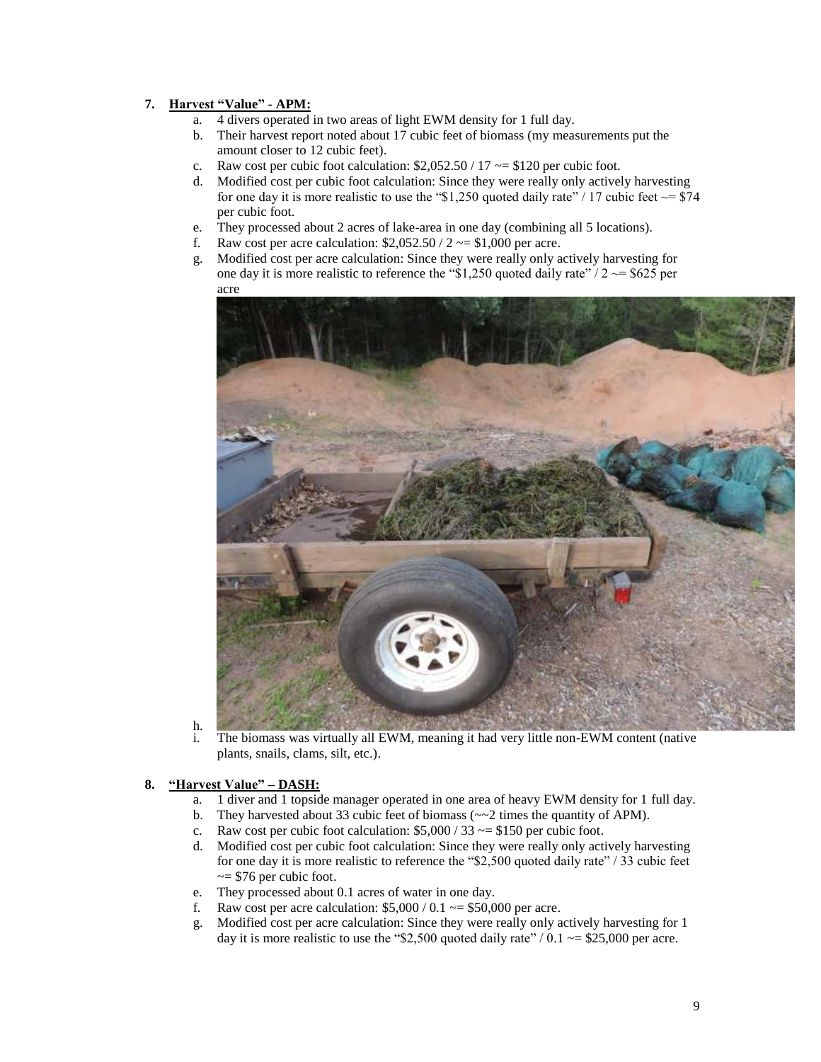7. **<u>Harvest "Value" - APM:</u>**
   a. 4 divers operated in two areas of light EWM density for 1 full day.
   b. Their harvest report noted about 17 cubic feet of biomass (my measurements put the amount closer to 12 cubic feet).
   c. Raw cost per cubic foot calculation: \$2,052.50 / 17 ~= \$120 per cubic foot.
   d. Modified cost per cubic foot calculation: Since they were really only actively harvesting for one day it is more realistic to use the "\$1,250 quoted daily rate" / 17 cubic feet ~= \$74 per cubic foot.
   e. They processed about 2 acres of lake-area in one day (combining all 5 locations).
   f. Raw cost per acre calculation: \$2,052.50 / 2 ~= \$1,000 per acre.
   g. Modified cost per acre calculation: Since they were really only actively harvesting for one day it is more realistic to reference the "\$1,250 quoted daily rate" / 2 ~= \$625 per acre
   h.
   i. The biomass was virtually all EWM, meaning it had very little non-EWM content (native plants, snails, clams, silt, etc.).

8. **<u>"Harvest Value" – DASH:</u>**
   a. 1 diver and 1 topside manager operated in one area of heavy EWM density for 1 full day.
   b. They harvested about 33 cubic feet of biomass (~~2 times the quantity of APM).
   c. Raw cost per cubic foot calculation: \$5,000 / 33 ~= \$150 per cubic foot.
   d. Modified cost per cubic foot calculation: Since they were really only actively harvesting for one day it is more realistic to reference the "\$2,500 quoted daily rate" / 33 cubic feet ~= \$76 per cubic foot.
   e. They processed about 0.1 acres of water in one day.
   f. Raw cost per acre calculation: \$5,000 / 0.1 ~= \$50,000 per acre.
   g. Modified cost per acre calculation: Since they were really only actively harvesting for 1 day it is more realistic to use the "\$2,500 quoted daily rate" / 0.1 ~= \$25,000 per acre.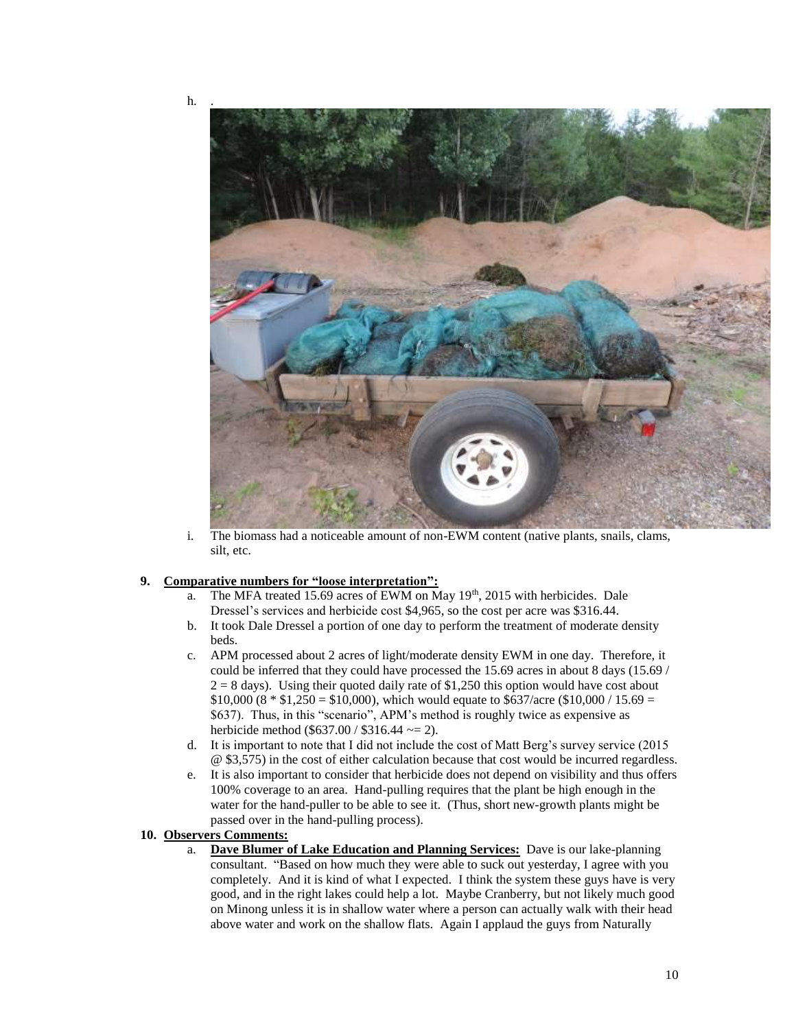h. .

i. The biomass had a noticeable amount of non-EWM content (native plants, snails, clams, silt, etc.

**9. Comparative numbers for "loose interpretation":**

a. The MFA treated 15.69 acres of EWM on May 19th, 2015 with herbicides. Dale Dressel's services and herbicide cost $4,965, so the cost per acre was $316.44.

b. It took Dale Dressel a portion of one day to perform the treatment of moderate density beds.

c. APM processed about 2 acres of light/moderate density EWM in one day. Therefore, it could be inferred that they could have processed the 15.69 acres in about 8 days (15.69 / 2 = 8 days). Using their quoted daily rate of $1,250 this option would have cost about $10,000 (8 * $1,250 = $10,000), which would equate to $637/acre ($10,000 / 15.69 = $637). Thus, in this "scenario", APM's method is roughly twice as expensive as herbicide method ($637.00 / $316.44 ~= 2).

d. It is important to note that I did not include the cost of Matt Berg's survey service (2015 @ $3,575) in the cost of either calculation because that cost would be incurred regardless.

e. It is also important to consider that herbicide does not depend on visibility and thus offers 100% coverage to an area. Hand-pulling requires that the plant be high enough in the water for the hand-puller to be able to see it. (Thus, short new-growth plants might be passed over in the hand-pulling process).

**10. Observers Comments:**

a. **Dave Blumer of Lake Education and Planning Services:** Dave is our lake-planning consultant. "Based on how much they were able to suck out yesterday, I agree with you completely. And it is kind of what I expected. I think the system these guys have is very good, and in the right lakes could help a lot. Maybe Cranberry, but not likely much good on Minong unless it is in shallow water where a person can actually walk with their head above water and work on the shallow flats. Again I applaud the guys from Naturally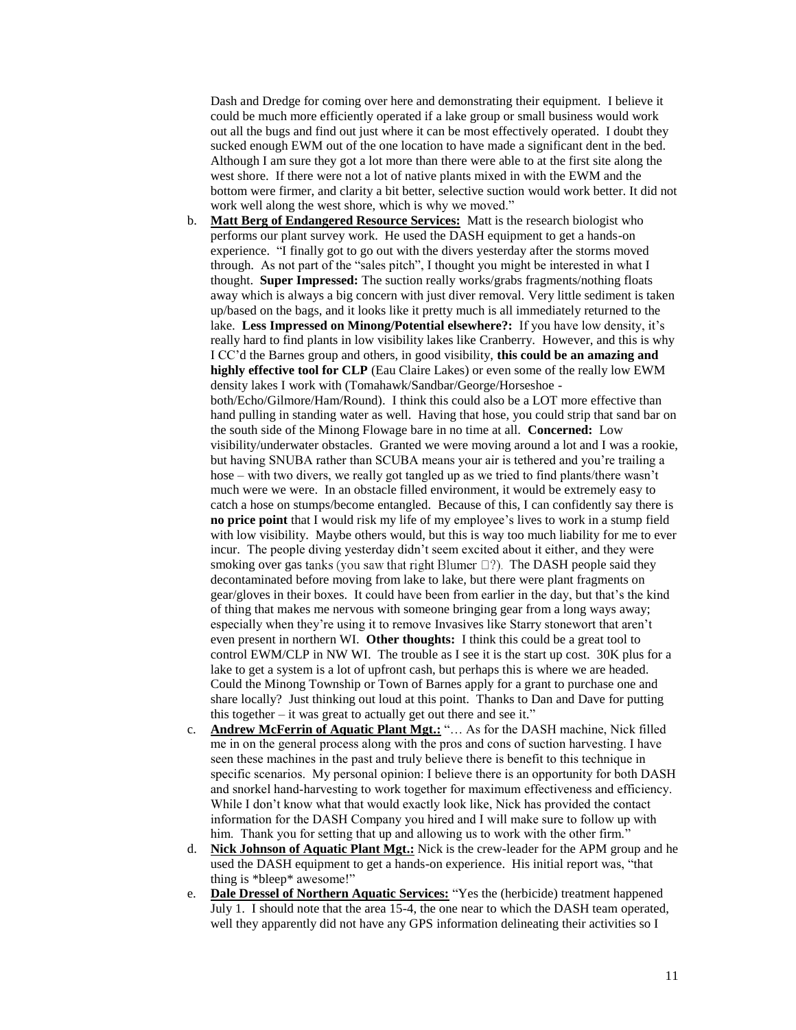Dash and Dredge for coming over here and demonstrating their equipment. I believe it could be much more efficiently operated if a lake group or small business would work out all the bugs and find out just where it can be most effectively operated. I doubt they sucked enough EWM out of the one location to have made a significant dent in the bed. Although I am sure they got a lot more than there were able to at the first site along the west shore. If there were not a lot of native plants mixed in with the EWM and the bottom were firmer, and clarity a bit better, selective suction would work better. It did not work well along the west shore, which is why we moved."

b. **Matt Berg of Endangered Resource Services:** Matt is the research biologist who performs our plant survey work. He used the DASH equipment to get a hands-on experience. "I finally got to go out with the divers yesterday after the storms moved through. As not part of the "sales pitch", I thought you might be interested in what I thought. **Super Impressed:** The suction really works/grabs fragments/nothing floats away which is always a big concern with just diver removal. Very little sediment is taken up/based on the bags, and it looks like it pretty much is all immediately returned to the lake. **Less Impressed on Minong/Potential elsewhere?:** If you have low density, it's really hard to find plants in low visibility lakes like Cranberry. However, and this is why I CC'd the Barnes group and others, in good visibility, **this could be an amazing and highly effective tool for CLP** (Eau Claire Lakes) or even some of the really low EWM density lakes I work with (Tomahawk/Sandbar/George/Horseshoe - both/Echo/Gilmore/Ham/Round). I think this could also be a LOT more effective than hand pulling in standing water as well. Having that hose, you could strip that sand bar on the south side of the Minong Flowage bare in no time at all. **Concerned:** Low visibility/underwater obstacles. Granted we were moving around a lot and I was a rookie, but having SNUBA rather than SCUBA means your air is tethered and you're trailing a hose – with two divers, we really got tangled up as we tried to find plants/there wasn't much were we were. In an obstacle filled environment, it would be extremely easy to catch a hose on stumps/become entangled. Because of this, I can confidently say there is **no price point** that I would risk my life of my employee's lives to work in a stump field with low visibility. Maybe others would, but this is way too much liability for me to ever incur. The people diving yesterday didn't seem excited about it either, and they were smoking over gas tanks (you saw that right Blumer ☐?). The DASH people said they decontaminated before moving from lake to lake, but there were plant fragments on gear/gloves in their boxes. It could have been from earlier in the day, but that's the kind of thing that makes me nervous with someone bringing gear from a long ways away; especially when they're using it to remove Invasives like Starry stonewort that aren't even present in northern WI. **Other thoughts:** I think this could be a great tool to control EWM/CLP in NW WI. The trouble as I see it is the start up cost. 30K plus for a lake to get a system is a lot of upfront cash, but perhaps this is where we are headed. Could the Minong Township or Town of Barnes apply for a grant to purchase one and share locally? Just thinking out loud at this point. Thanks to Dan and Dave for putting this together – it was great to actually get out there and see it."

c. **Andrew McFerrin of Aquatic Plant Mgt.:** "… As for the DASH machine, Nick filled me in on the general process along with the pros and cons of suction harvesting. I have seen these machines in the past and truly believe there is benefit to this technique in specific scenarios. My personal opinion: I believe there is an opportunity for both DASH and snorkel hand-harvesting to work together for maximum effectiveness and efficiency. While I don't know what that would exactly look like, Nick has provided the contact information for the DASH Company you hired and I will make sure to follow up with him. Thank you for setting that up and allowing us to work with the other firm."

d. **Nick Johnson of Aquatic Plant Mgt.:** Nick is the crew-leader for the APM group and he used the DASH equipment to get a hands-on experience. His initial report was, "that thing is *bleep* awesome!"

e. **Dale Dressel of Northern Aquatic Services:** "Yes the (herbicide) treatment happened July 1. I should note that the area 15-4, the one near to which the DASH team operated, well they apparently did not have any GPS information delineating their activities so I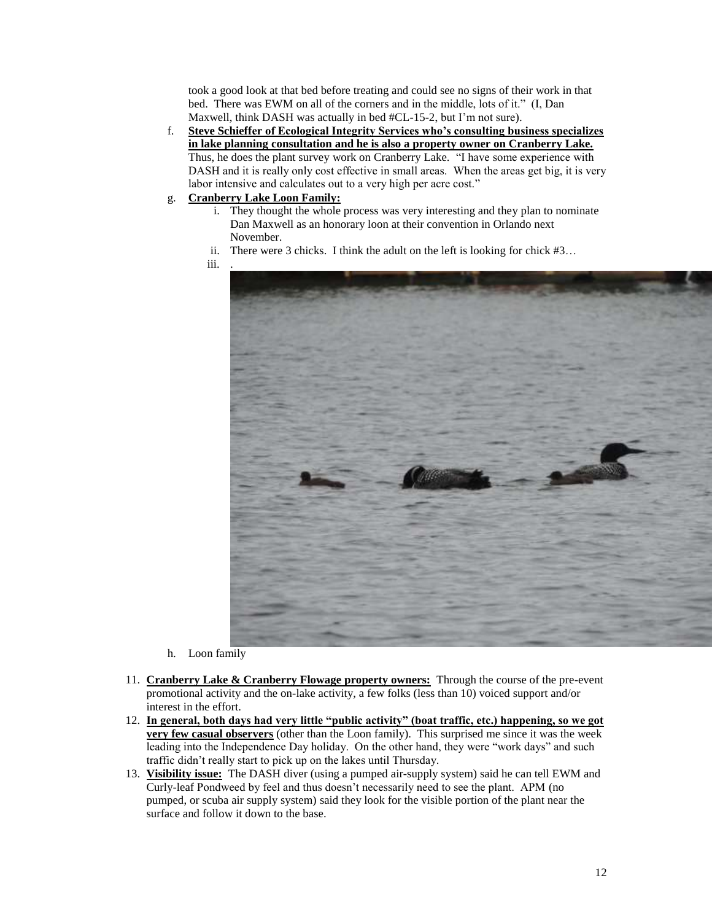took a good look at that bed before treating and could see no signs of their work in that bed. There was EWM on all of the corners and in the middle, lots of it." (I, Dan Maxwell, think DASH was actually in bed #CL-15-2, but I'm not sure).

f. **Steve Schieffer of Ecological Integrity Services who's consulting business specializes in lake planning consultation and he is also a property owner on Cranberry Lake.** Thus, he does the plant survey work on Cranberry Lake. "I have some experience with DASH and it is really only cost effective in small areas. When the areas get big, it is very labor intensive and calculates out to a very high per acre cost."

g. **Cranberry Lake Loon Family:**
   i. They thought the whole process was very interesting and they plan to nominate Dan Maxwell as an honorary loon at their convention in Orlando next November.
   ii. There were 3 chicks. I think the adult on the left is looking for chick #3…
   iii. .

h. Loon family

11. **Cranberry Lake & Cranberry Flowage property owners:** Through the course of the pre-event promotional activity and the on-lake activity, a few folks (less than 10) voiced support and/or interest in the effort.

12. **In general, both days had very little "public activity" (boat traffic, etc.) happening, so we got very few casual observers** (other than the Loon family). This surprised me since it was the week leading into the Independence Day holiday. On the other hand, they were "work days" and such traffic didn't really start to pick up on the lakes until Thursday.

13. **Visibility issue:** The DASH diver (using a pumped air-supply system) said he can tell EWM and Curly-leaf Pondweed by feel and thus doesn't necessarily need to see the plant. APM (no pumped, or scuba air supply system) said they look for the visible portion of the plant near the surface and follow it down to the base.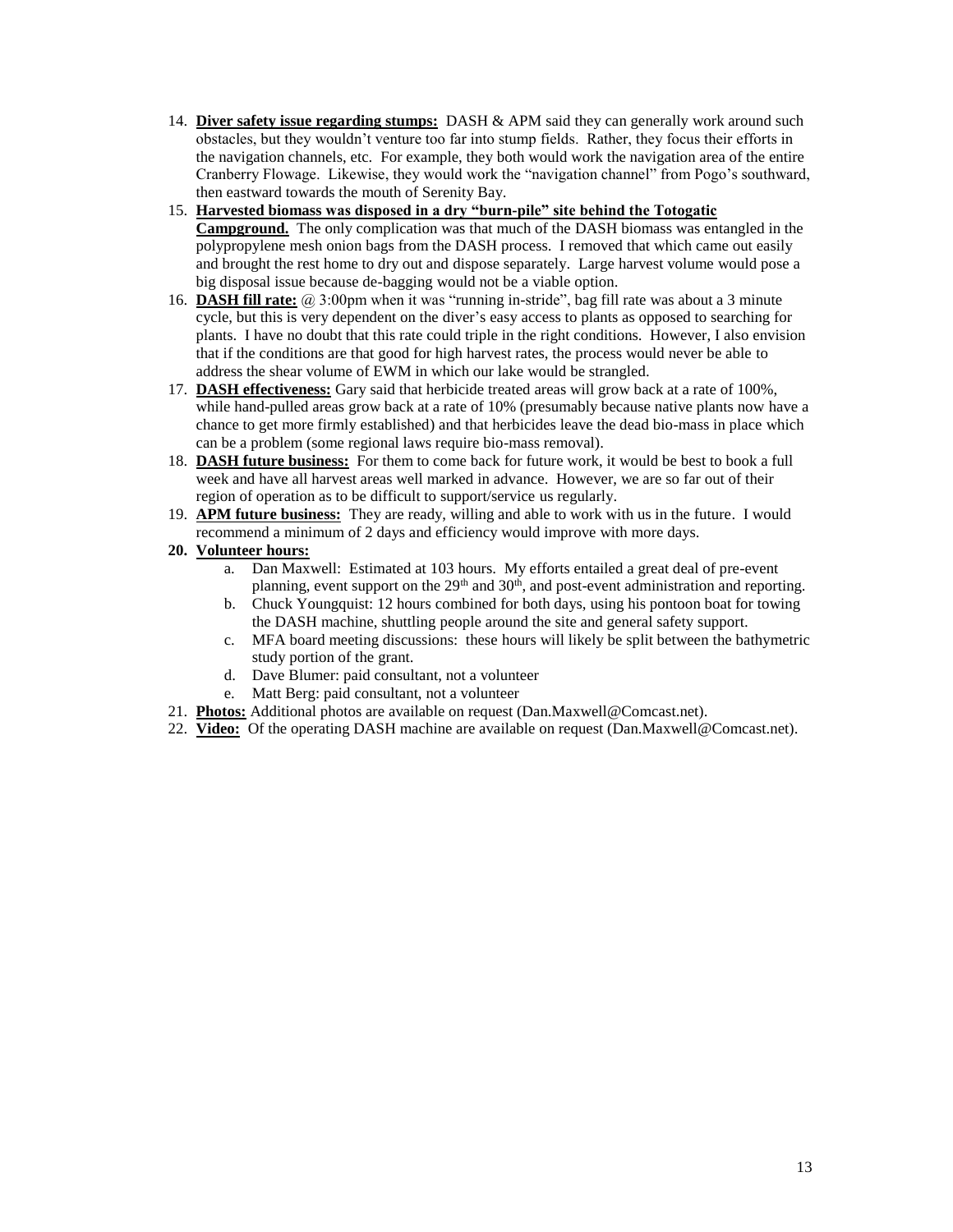14. **Diver safety issue regarding stumps:** DASH & APM said they can generally work around such obstacles, but they wouldn't venture too far into stump fields. Rather, they focus their efforts in the navigation channels, etc. For example, they both would work the navigation area of the entire Cranberry Flowage. Likewise, they would work the "navigation channel" from Pogo's southward, then eastward towards the mouth of Serenity Bay.
15. **Harvested biomass was disposed in a dry "burn-pile" site behind the Totogatic Campground.** The only complication was that much of the DASH biomass was entangled in the polypropylene mesh onion bags from the DASH process. I removed that which came out easily and brought the rest home to dry out and dispose separately. Large harvest volume would pose a big disposal issue because de-bagging would not be a viable option.
16. **DASH fill rate:** @ 3:00pm when it was "running in-stride", bag fill rate was about a 3 minute cycle, but this is very dependent on the diver's easy access to plants as opposed to searching for plants. I have no doubt that this rate could triple in the right conditions. However, I also envision that if the conditions are that good for high harvest rates, the process would never be able to address the shear volume of EWM in which our lake would be strangled.
17. **DASH effectiveness:** Gary said that herbicide treated areas will grow back at a rate of 100%, while hand-pulled areas grow back at a rate of 10% (presumably because native plants now have a chance to get more firmly established) and that herbicides leave the dead bio-mass in place which can be a problem (some regional laws require bio-mass removal).
18. **DASH future business:** For them to come back for future work, it would be best to book a full week and have all harvest areas well marked in advance. However, we are so far out of their region of operation as to be difficult to support/service us regularly.
19. **APM future business:** They are ready, willing and able to work with us in the future. I would recommend a minimum of 2 days and efficiency would improve with more days.
20. **Volunteer hours:**
    a. Dan Maxwell: Estimated at 103 hours. My efforts entailed a great deal of pre-event planning, event support on the 29th and 30th, and post-event administration and reporting.
    b. Chuck Youngquist: 12 hours combined for both days, using his pontoon boat for towing the DASH machine, shuttling people around the site and general safety support.
    c. MFA board meeting discussions: these hours will likely be split between the bathymetric study portion of the grant.
    d. Dave Blumer: paid consultant, not a volunteer
    e. Matt Berg: paid consultant, not a volunteer
21. **Photos:** Additional photos are available on request (Dan.Maxwell@Comcast.net).
22. **Video:** Of the operating DASH machine are available on request (Dan.Maxwell@Comcast.net).